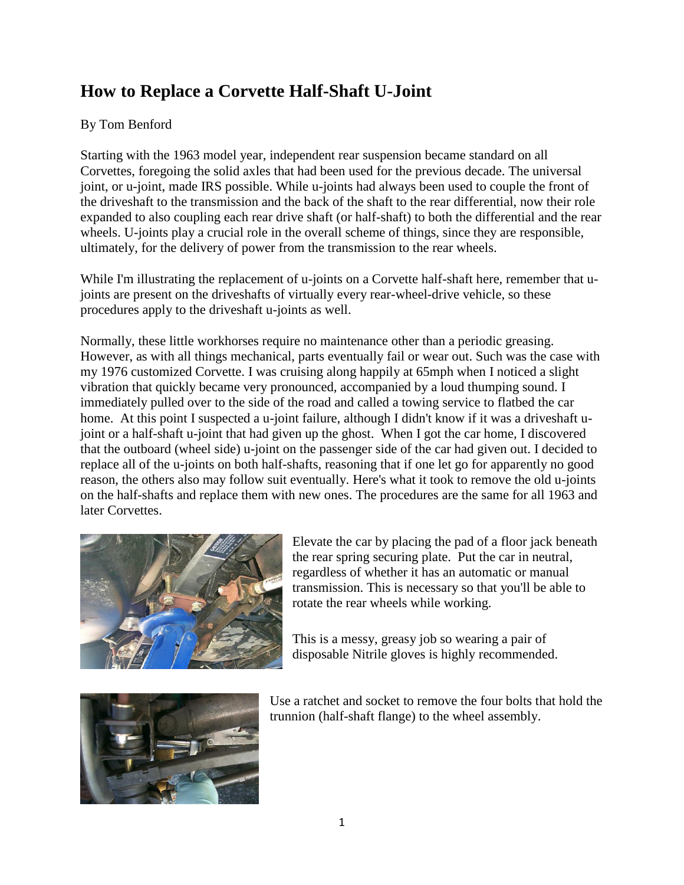# How to Replace a Corvette Half-Shaft U-Joint

By Tom Benford

Starting with the 1963 model year, independent rear suspension became standard on all Corvettes, foregoing the solid axles that had been used for the previous decade. The universal joint, or u-joint, made IRS possible. While u-joints had always been used to couple the front of the driveshaft to the transmission and the back of the shaft to the rear differential, now their role expanded to also coupling each rear drive shaft (or half-shaft) to both the differential and the rear wheels. U-joints play a crucial role in the overall scheme of things, since they are responsible, ultimately, for the delivery of power from the transmission to the rear wheels.

While I'm illustrating the replacement of u-joints on a Corvette half-shaft here, remember that u-joints are present on the driveshafts of virtually every rear-wheel-drive vehicle, so these procedures apply to the driveshaft u-joints as well.

Normally, these little workhorses require no maintenance other than a periodic greasing. However, as with all things mechanical, parts eventually fail or wear out. Such was the case with my 1976 customized Corvette. I was cruising along happily at 65mph when I noticed a slight vibration that quickly became very pronounced, accompanied by a loud thumping sound. I immediately pulled over to the side of the road and called a towing service to flatbed the car home. At this point I suspected a u-joint failure, although I didn't know if it was a driveshaft u-joint or a half-shaft u-joint that had given up the ghost. When I got the car home, I discovered that the outboard (wheel side) u-joint on the passenger side of the car had given out. I decided to replace all of the u-joints on both half-shafts, reasoning that if one let go for apparently no good reason, the others also may follow suit eventually. Here's what it took to remove the old u-joints on the half-shafts and replace them with new ones. The procedures are the same for all 1963 and later Corvettes.

Elevate the car by placing the pad of a floor jack beneath the rear spring securing plate. Put the car in neutral, regardless of whether it has an automatic or manual transmission. This is necessary so that you'll be able to rotate the rear wheels while working.

This is a messy, greasy job so wearing a pair of disposable Nitrile gloves is highly recommended.

Use a ratchet and socket to remove the four bolts that hold the trunnion (half-shaft flange) to the wheel assembly.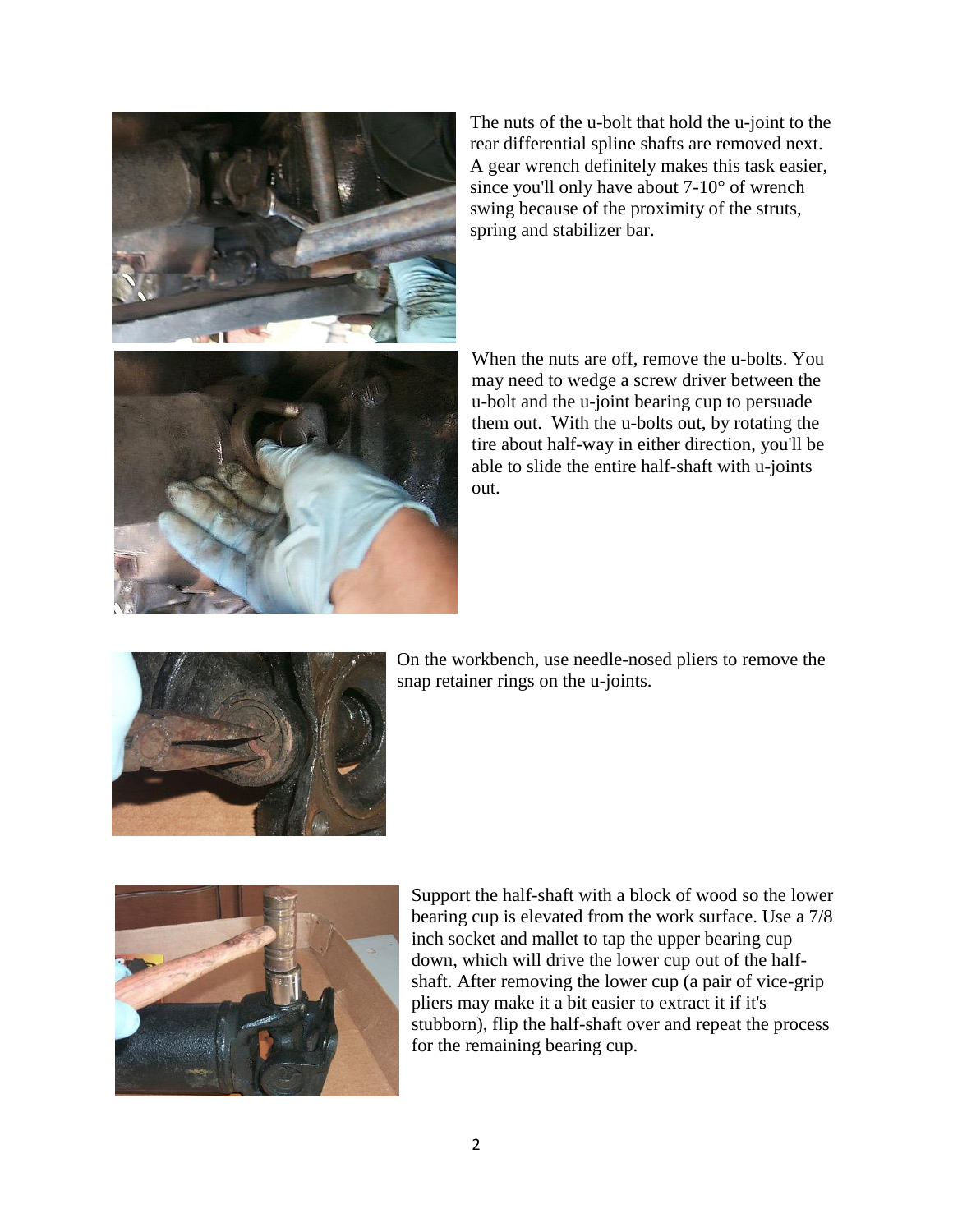The nuts of the u-bolt that hold the u-joint to the rear differential spline shafts are removed next. A gear wrench definitely makes this task easier, since you'll only have about 7-10° of wrench swing because of the proximity of the struts, spring and stabilizer bar.

When the nuts are off, remove the u-bolts. You may need to wedge a screw driver between the u-bolt and the u-joint bearing cup to persuade them out. With the u-bolts out, by rotating the tire about half-way in either direction, you'll be able to slide the entire half-shaft with u-joints out.

On the workbench, use needle-nosed pliers to remove the snap retainer rings on the u-joints.

Support the half-shaft with a block of wood so the lower bearing cup is elevated from the work surface. Use a 7/8 inch socket and mallet to tap the upper bearing cup down, which will drive the lower cup out of the half-shaft. After removing the lower cup (a pair of vice-grip pliers may make it a bit easier to extract it if it's stubborn), flip the half-shaft over and repeat the process for the remaining bearing cup.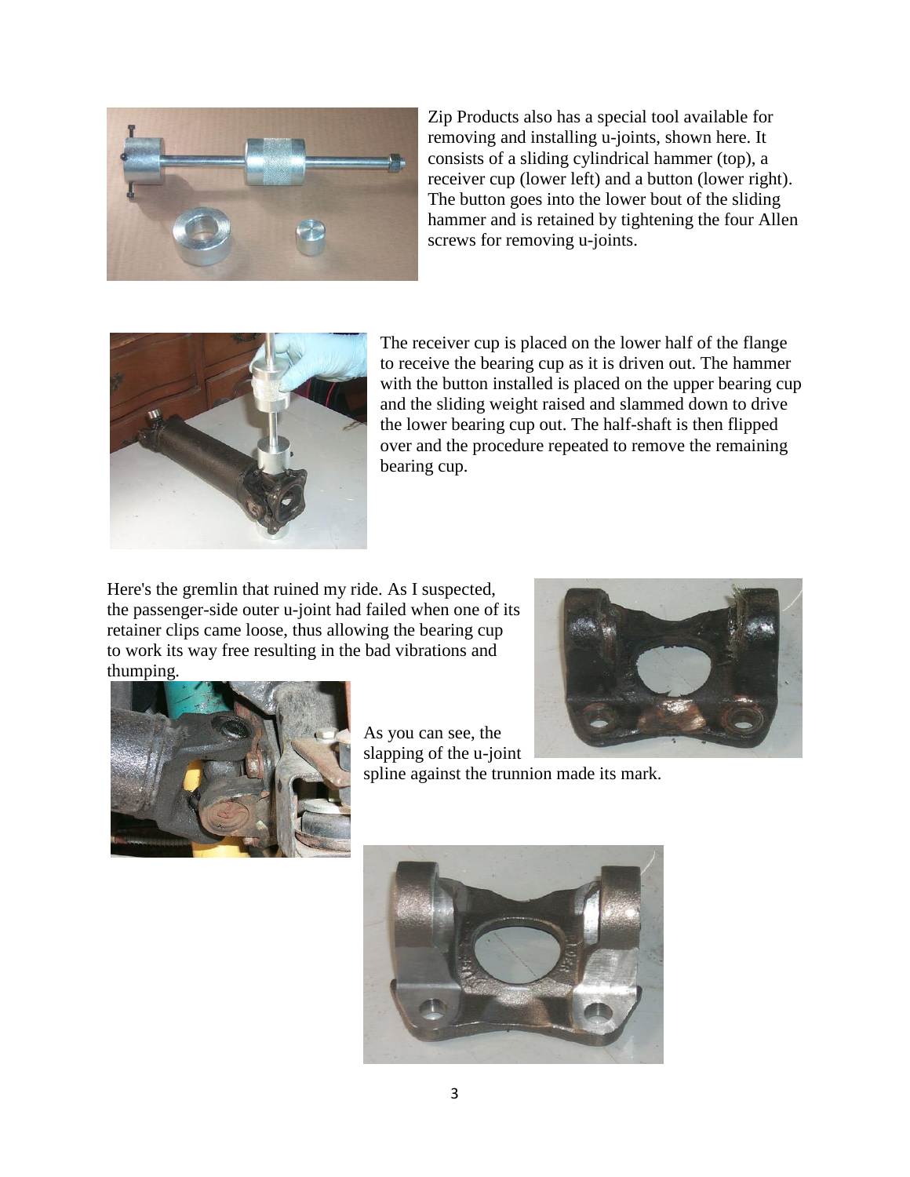Zip Products also has a special tool available for removing and installing u-joints, shown here. It consists of a sliding cylindrical hammer (top), a receiver cup (lower left) and a button (lower right). The button goes into the lower bout of the sliding hammer and is retained by tightening the four Allen screws for removing u-joints.

The receiver cup is placed on the lower half of the flange to receive the bearing cup as it is driven out. The hammer with the button installed is placed on the upper bearing cup and the sliding weight raised and slammed down to drive the lower bearing cup out. The half-shaft is then flipped over and the procedure repeated to remove the remaining bearing cup.

Here's the gremlin that ruined my ride. As I suspected, the passenger-side outer u-joint had failed when one of its retainer clips came loose, thus allowing the bearing cup to work its way free resulting in the bad vibrations and thumping.

As you can see, the slapping of the u-joint spline against the trunnion made its mark.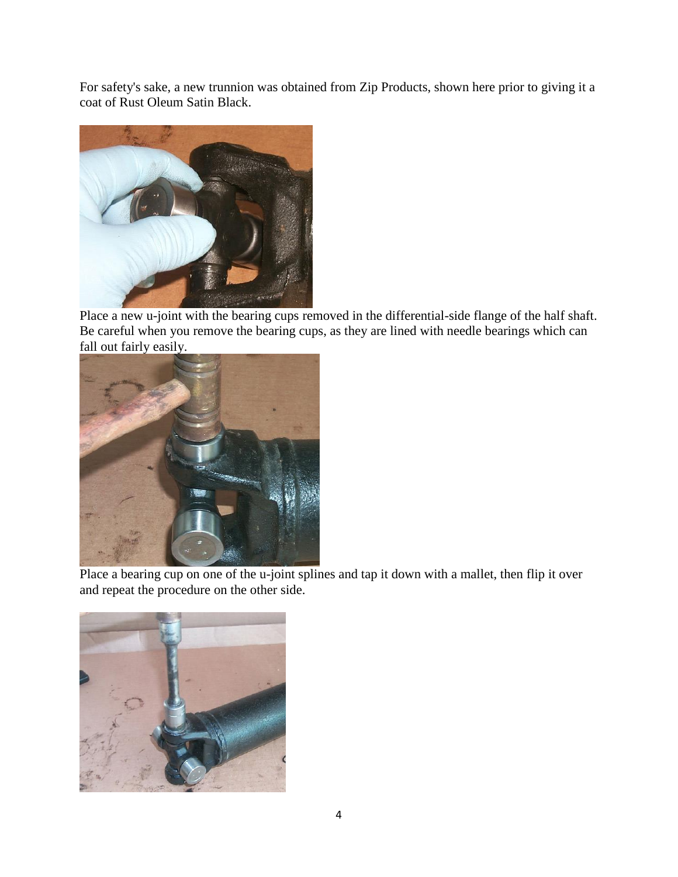For safety's sake, a new trunnion was obtained from Zip Products, shown here prior to giving it a coat of Rust Oleum Satin Black.

Place a new u-joint with the bearing cups removed in the differential-side flange of the half shaft. Be careful when you remove the bearing cups, as they are lined with needle bearings which can fall out fairly easily.

Place a bearing cup on one of the u-joint splines and tap it down with a mallet, then flip it over and repeat the procedure on the other side.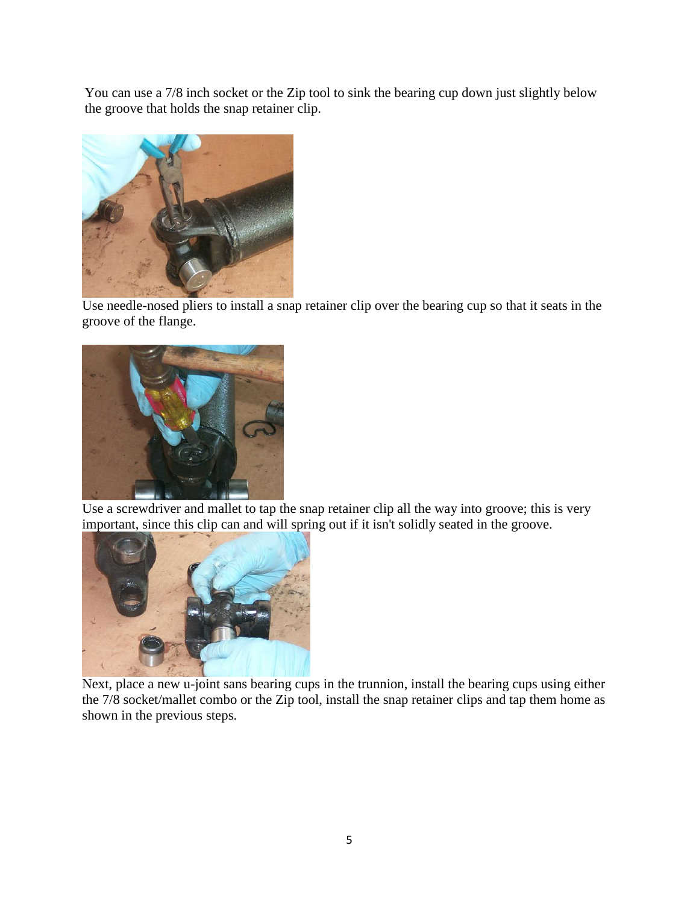You can use a 7/8 inch socket or the Zip tool to sink the bearing cup down just slightly below the groove that holds the snap retainer clip.

Use needle-nosed pliers to install a snap retainer clip over the bearing cup so that it seats in the groove of the flange.

Use a screwdriver and mallet to tap the snap retainer clip all the way into groove; this is very important, since this clip can and will spring out if it isn't solidly seated in the groove.

Next, place a new u-joint sans bearing cups in the trunnion, install the bearing cups using either the 7/8 socket/mallet combo or the Zip tool, install the snap retainer clips and tap them home as shown in the previous steps.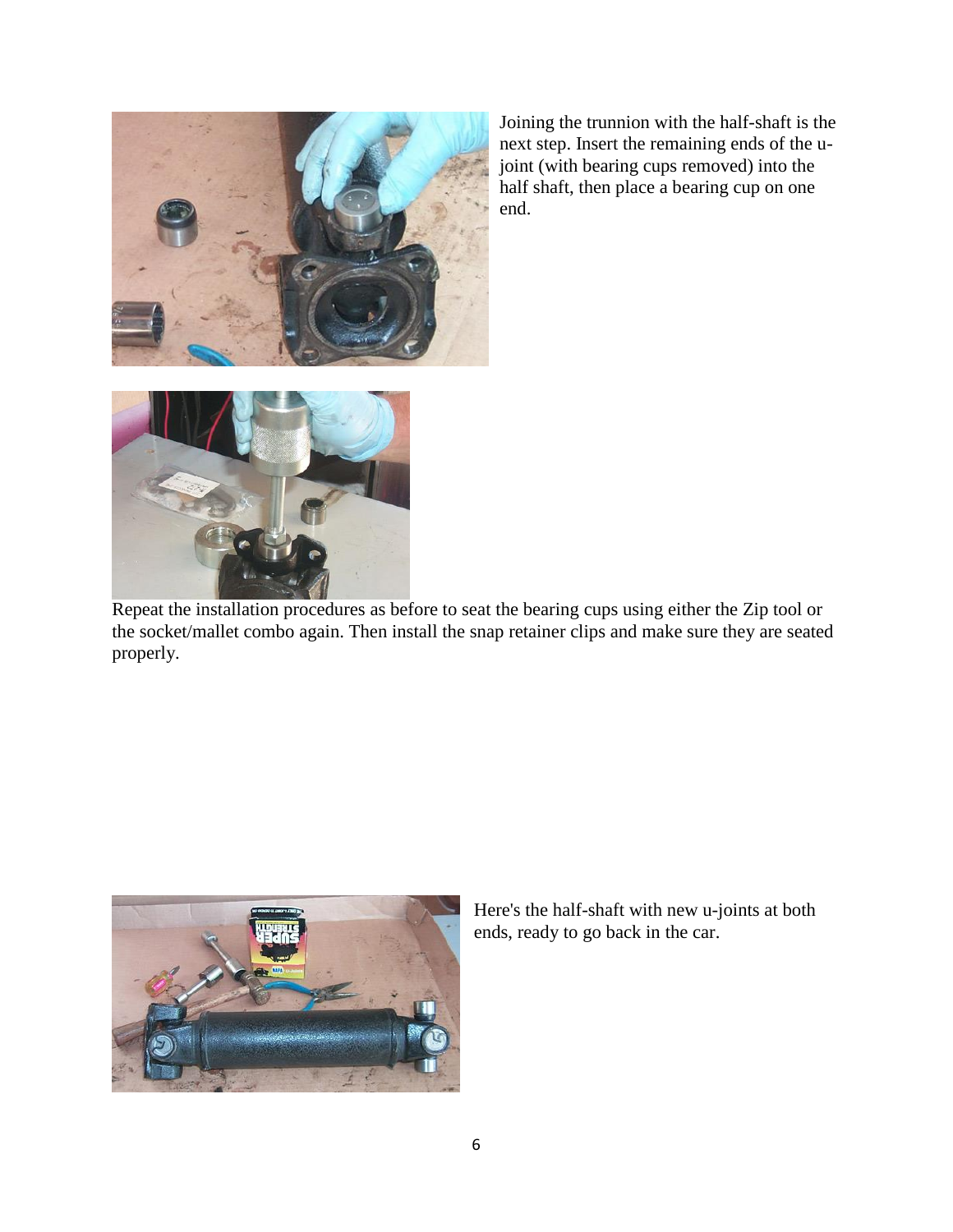Joining the trunnion with the half-shaft is the next step. Insert the remaining ends of the u-joint (with bearing cups removed) into the half shaft, then place a bearing cup on one end.

Repeat the installation procedures as before to seat the bearing cups using either the Zip tool or the socket/mallet combo again. Then install the snap retainer clips and make sure they are seated properly.

Here's the half-shaft with new u-joints at both ends, ready to go back in the car.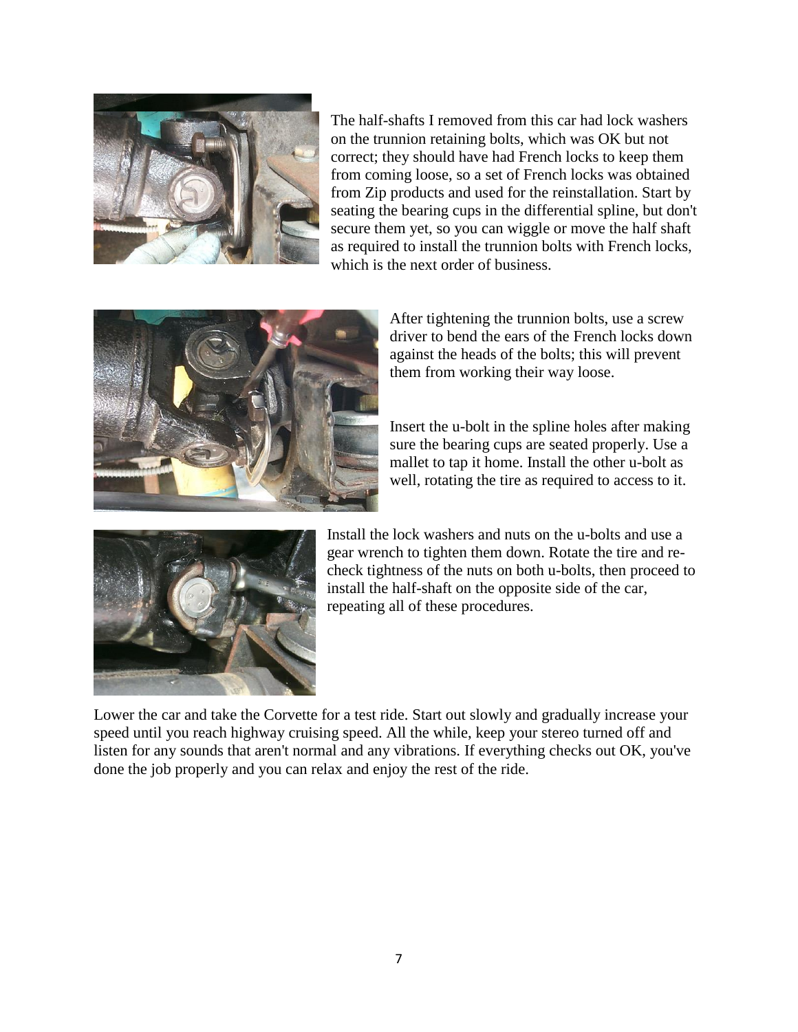The half-shafts I removed from this car had lock washers on the trunnion retaining bolts, which was OK but not correct; they should have had French locks to keep them from coming loose, so a set of French locks was obtained from Zip products and used for the reinstallation. Start by seating the bearing cups in the differential spline, but don't secure them yet, so you can wiggle or move the half shaft as required to install the trunnion bolts with French locks, which is the next order of business.

After tightening the trunnion bolts, use a screw driver to bend the ears of the French locks down against the heads of the bolts; this will prevent them from working their way loose.

Insert the u-bolt in the spline holes after making sure the bearing cups are seated properly. Use a mallet to tap it home. Install the other u-bolt as well, rotating the tire as required to access to it.

Install the lock washers and nuts on the u-bolts and use a gear wrench to tighten them down. Rotate the tire and re-check tightness of the nuts on both u-bolts, then proceed to install the half-shaft on the opposite side of the car, repeating all of these procedures.

Lower the car and take the Corvette for a test ride. Start out slowly and gradually increase your speed until you reach highway cruising speed. All the while, keep your stereo turned off and listen for any sounds that aren't normal and any vibrations. If everything checks out OK, you've done the job properly and you can relax and enjoy the rest of the ride.